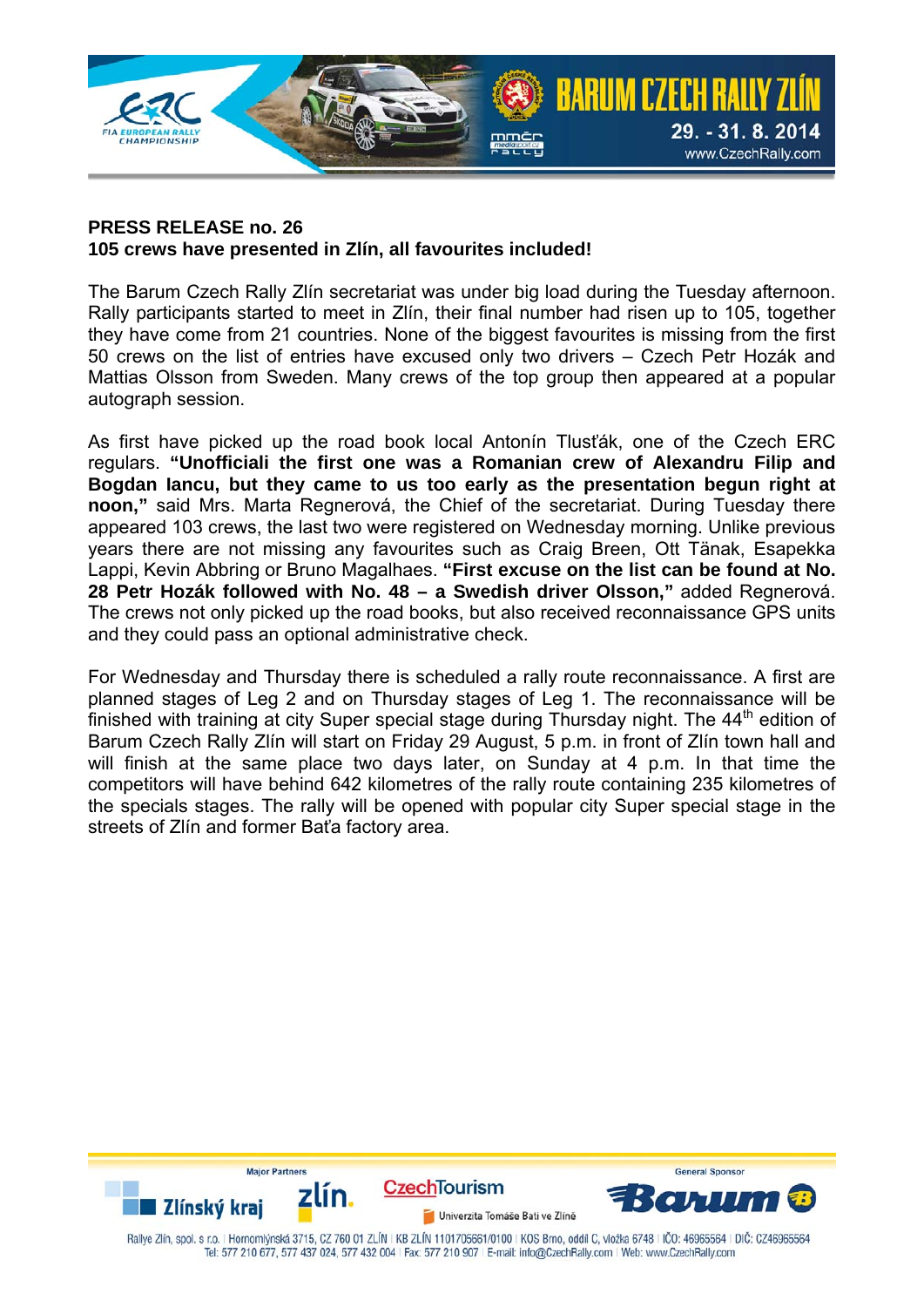**PRESS RELEASE no. 26**
**105 crews have presented in Zlín, all favourites included!**

The Barum Czech Rally Zlín secretariat was under big load during the Tuesday afternoon. Rally participants started to meet in Zlín, their final number had risen up to 105, together they have come from 21 countries. None of the biggest favourites is missing from the first 50 crews on the list of entries have excused only two drivers – Czech Petr Hozák and Mattias Olsson from Sweden. Many crews of the top group then appeared at a popular autograph session.

As first have picked up the road book local Antonín Tlusťák, one of the Czech ERC regulars. **"Unofficiali the first one was a Romanian crew of Alexandru Filip and Bogdan Iancu, but they came to us too early as the presentation begun right at noon,"** said Mrs. Marta Regnerová, the Chief of the secretariat. During Tuesday there appeared 103 crews, the last two were registered on Wednesday morning. Unlike previous years there are not missing any favourites such as Craig Breen, Ott Tänak, Esapekka Lappi, Kevin Abbring or Bruno Magalhaes. **"First excuse on the list can be found at No. 28 Petr Hozák followed with No. 48 – a Swedish driver Olsson,"** added Regnerová. The crews not only picked up the road books, but also received reconnaissance GPS units and they could pass an optional administrative check.

For Wednesday and Thursday there is scheduled a rally route reconnaissance. A first are planned stages of Leg 2 and on Thursday stages of Leg 1. The reconnaissance will be finished with training at city Super special stage during Thursday night. The 44th edition of Barum Czech Rally Zlín will start on Friday 29 August, 5 p.m. in front of Zlín town hall and will finish at the same place two days later, on Sunday at 4 p.m. In that time the competitors will have behind 642 kilometres of the rally route containing 235 kilometres of the specials stages. The rally will be opened with popular city Super special stage in the streets of Zlín and former Baťa factory area.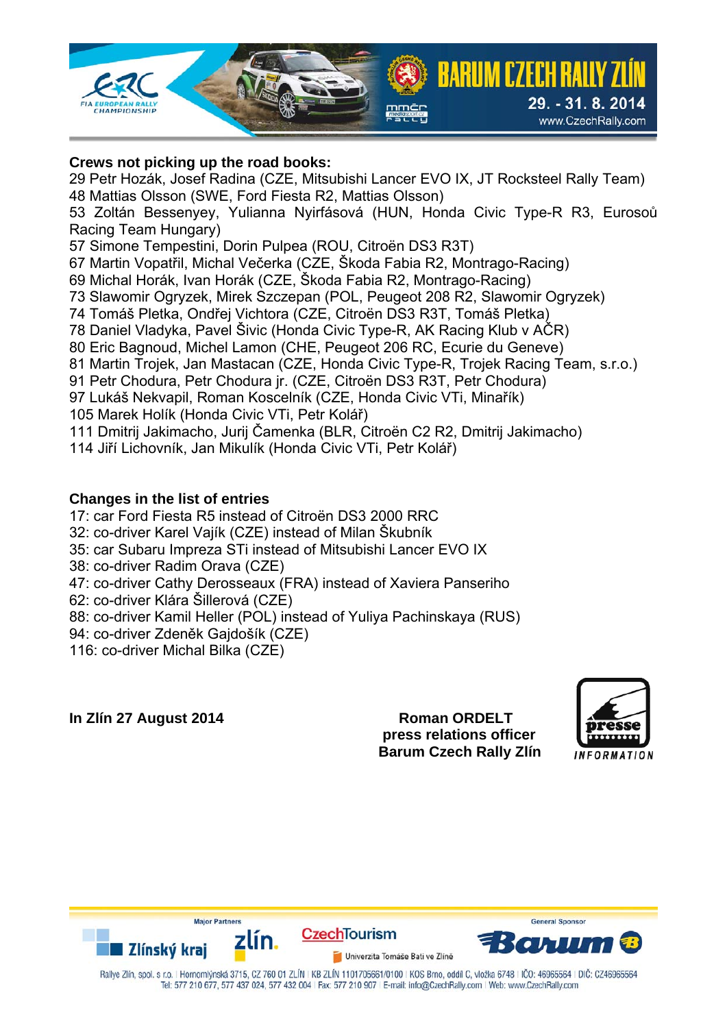**Crews not picking up the road books:**

29 Petr Hozák, Josef Radina (CZE, Mitsubishi Lancer EVO IX, JT Rocksteel Rally Team)
48 Mattias Olsson (SWE, Ford Fiesta R2, Mattias Olsson)
53 Zoltán Bessenyey, Yulianna Nyirfásová (HUN, Honda Civic Type-R R3, Eurosoů Racing Team Hungary)
57 Simone Tempestini, Dorin Pulpea (ROU, Citroën DS3 R3T)
67 Martin Vopatřil, Michal Večerka (CZE, Škoda Fabia R2, Montrago-Racing)
69 Michal Horák, Ivan Horák (CZE, Škoda Fabia R2, Montrago-Racing)
73 Slawomir Ogryzek, Mirek Szczepan (POL, Peugeot 208 R2, Slawomir Ogryzek)
74 Tomáš Pletka, Ondřej Vichtora (CZE, Citroën DS3 R3T, Tomáš Pletka)
78 Daniel Vladyka, Pavel Šivic (Honda Civic Type-R, AK Racing Klub v AČR)
80 Eric Bagnoud, Michel Lamon (CHE, Peugeot 206 RC, Ecurie du Geneve)
81 Martin Trojek, Jan Mastacan (CZE, Honda Civic Type-R, Trojek Racing Team, s.r.o.)
91 Petr Chodura, Petr Chodura jr. (CZE, Citroën DS3 R3T, Petr Chodura)
97 Lukáš Nekvapil, Roman Koscelník (CZE, Honda Civic VTi, Minařík)
105 Marek Holík (Honda Civic VTi, Petr Kolář)
111 Dmitrij Jakimacho, Jurij Čamenka (BLR, Citroën C2 R2, Dmitrij Jakimacho)
114 Jiří Lichovník, Jan Mikulík (Honda Civic VTi, Petr Kolář)

**Changes in the list of entries**

17: car Ford Fiesta R5 instead of Citroën DS3 2000 RRC
32: co-driver Karel Vajík (CZE) instead of Milan Škubník
35: car Subaru Impreza STi instead of Mitsubishi Lancer EVO IX
38: co-driver Radim Orava (CZE)
47: co-driver Cathy Derosseaux (FRA) instead of Xaviera Panseriho
62: co-driver Klára Šillerová (CZE)
88: co-driver Kamil Heller (POL) instead of Yuliya Pachinskaya (RUS)
94: co-driver Zdeněk Gajdošík (CZE)
116: co-driver Michal Bilka (CZE)

**In Zlín 27 August 2014**

**Roman ORDELT**
**press relations officer**
**Barum Czech Rally Zlín**